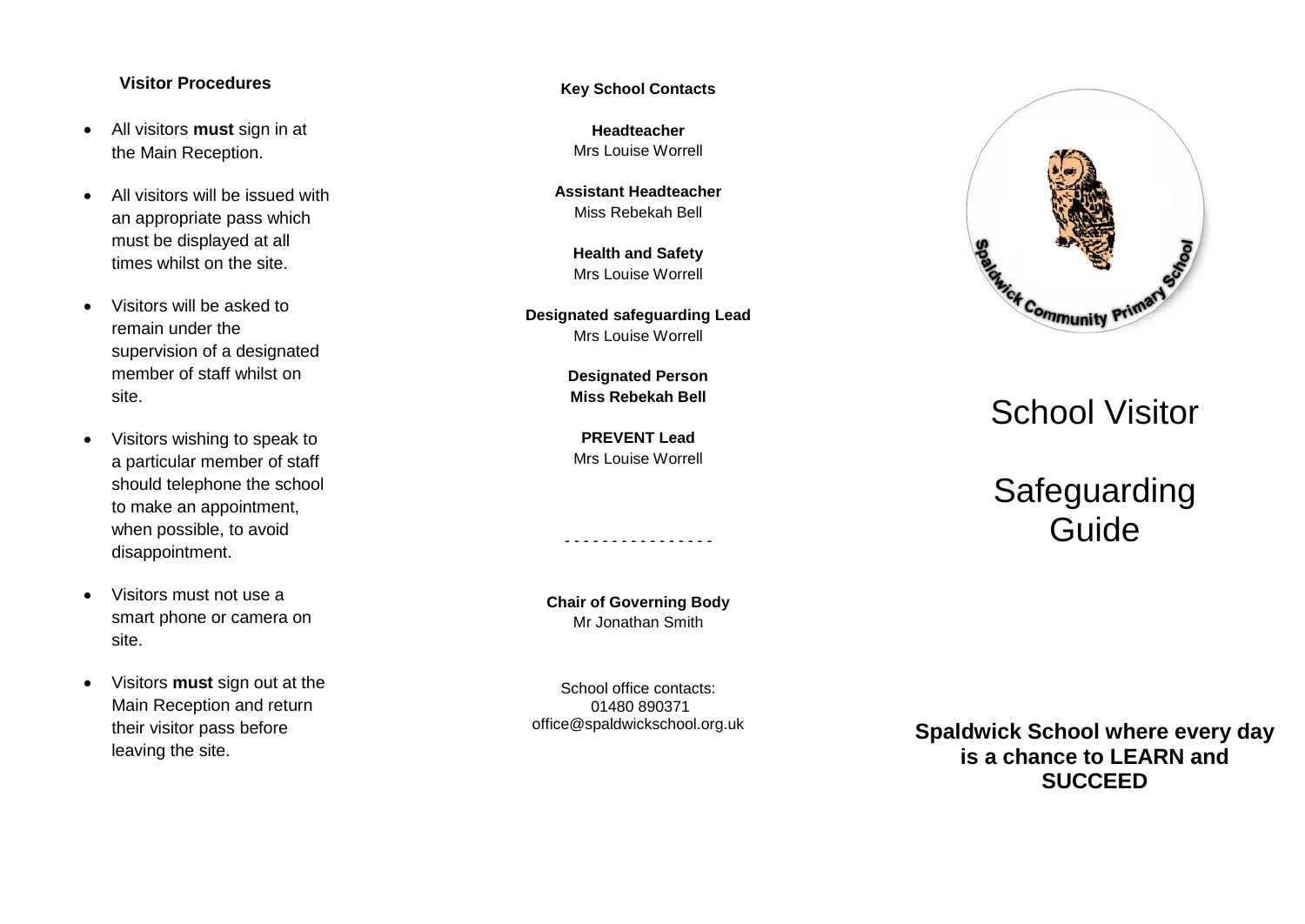## Visitor Procedures

- All visitors **must** sign in at the Main Reception.
- All visitors will be issued with an appropriate pass which must be displayed at all times whilst on the site.
- Visitors will be asked to remain under the supervision of a designated member of staff whilst on site.
- Visitors wishing to speak to a particular member of staff should telephone the school to make an appointment, when possible, to avoid disappointment.
- Visitors must not use a smart phone or camera on site.
- Visitors **must** sign out at the Main Reception and return their visitor pass before leaving the site.

## Key School Contacts

**Headteacher**
Mrs Louise Worrell

**Assistant Headteacher**
Miss Rebekah Bell

**Health and Safety**
Mrs Louise Worrell

**Designated safeguarding Lead**
Mrs Louise Worrell

**Designated Person**
**Miss Rebekah Bell**

**PREVENT Lead**
Mrs Louise Worrell

- - - - - - - - - - - - - - - -

**Chair of Governing Body**
Mr Jonathan Smith

School office contacts:
01480 890371
office@spaldwickschool.org.uk

Spaldwick Community Primary School

# School Visitor

# Safeguarding Guide

**Spaldwick School where every day is a chance to LEARN and SUCCEED**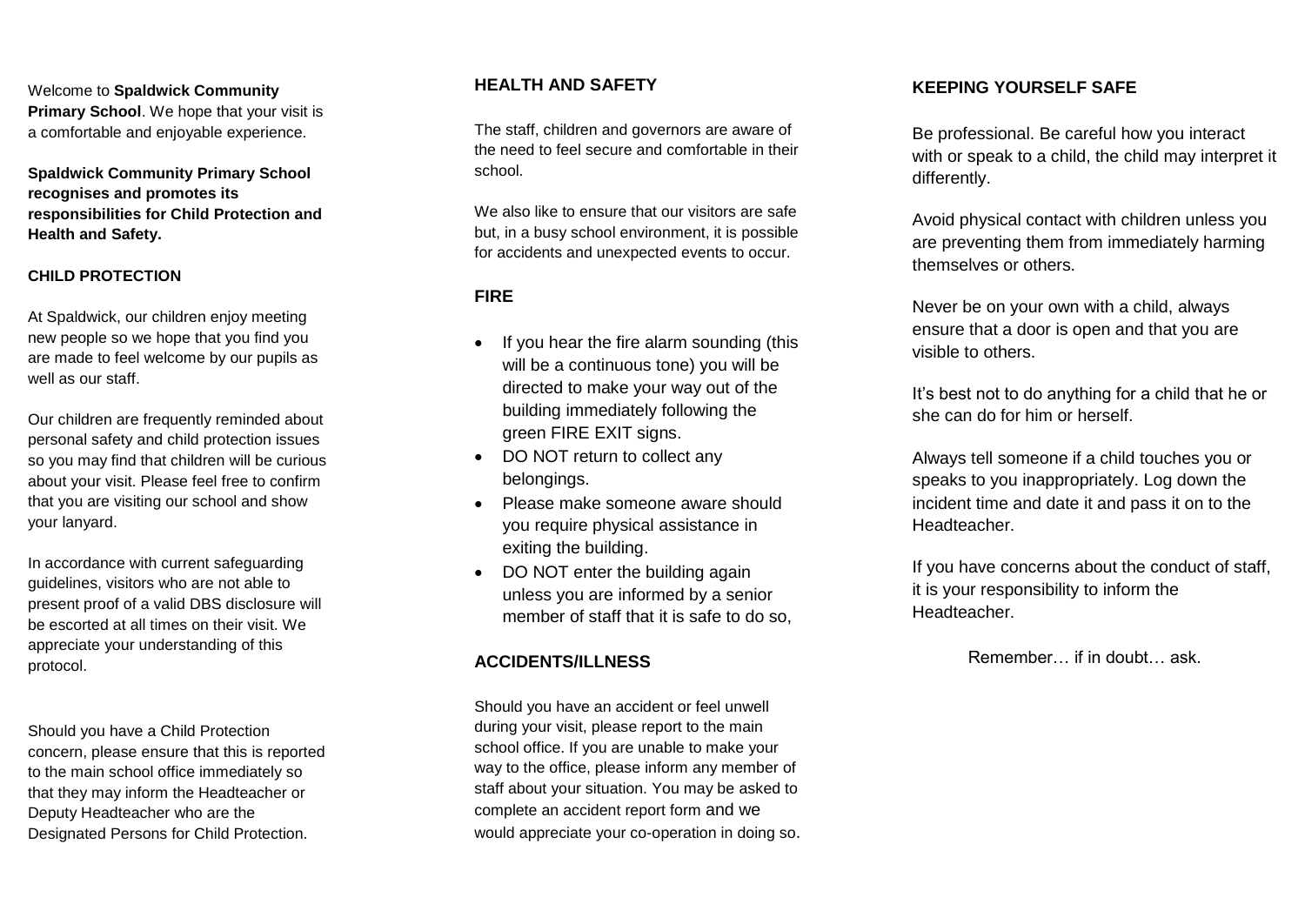Welcome to **Spaldwick Community Primary School**. We hope that your visit is a comfortable and enjoyable experience.

**Spaldwick Community Primary School recognises and promotes its responsibilities for Child Protection and Health and Safety.**

## CHILD PROTECTION

At Spaldwick, our children enjoy meeting new people so we hope that you find you are made to feel welcome by our pupils as well as our staff.

Our children are frequently reminded about personal safety and child protection issues so you may find that children will be curious about your visit. Please feel free to confirm that you are visiting our school and show your lanyard.

In accordance with current safeguarding guidelines, visitors who are not able to present proof of a valid DBS disclosure will be escorted at all times on their visit. We appreciate your understanding of this protocol.

Should you have a Child Protection concern, please ensure that this is reported to the main school office immediately so that they may inform the Headteacher or Deputy Headteacher who are the Designated Persons for Child Protection.

## HEALTH AND SAFETY

The staff, children and governors are aware of the need to feel secure and comfortable in their school.

We also like to ensure that our visitors are safe but, in a busy school environment, it is possible for accidents and unexpected events to occur.

## FIRE

- If you hear the fire alarm sounding (this will be a continuous tone) you will be directed to make your way out of the building immediately following the green FIRE EXIT signs.
- DO NOT return to collect any belongings.
- Please make someone aware should you require physical assistance in exiting the building.
- DO NOT enter the building again unless you are informed by a senior member of staff that it is safe to do so,

## ACCIDENTS/ILLNESS

Should you have an accident or feel unwell during your visit, please report to the main school office. If you are unable to make your way to the office, please inform any member of staff about your situation. You may be asked to complete an accident report form and we would appreciate your co-operation in doing so.

## KEEPING YOURSELF SAFE

Be professional. Be careful how you interact with or speak to a child, the child may interpret it differently.

Avoid physical contact with children unless you are preventing them from immediately harming themselves or others.

Never be on your own with a child, always ensure that a door is open and that you are visible to others.

It's best not to do anything for a child that he or she can do for him or herself.

Always tell someone if a child touches you or speaks to you inappropriately. Log down the incident time and date it and pass it on to the Headteacher.

If you have concerns about the conduct of staff, it is your responsibility to inform the Headteacher.

Remember… if in doubt… ask.